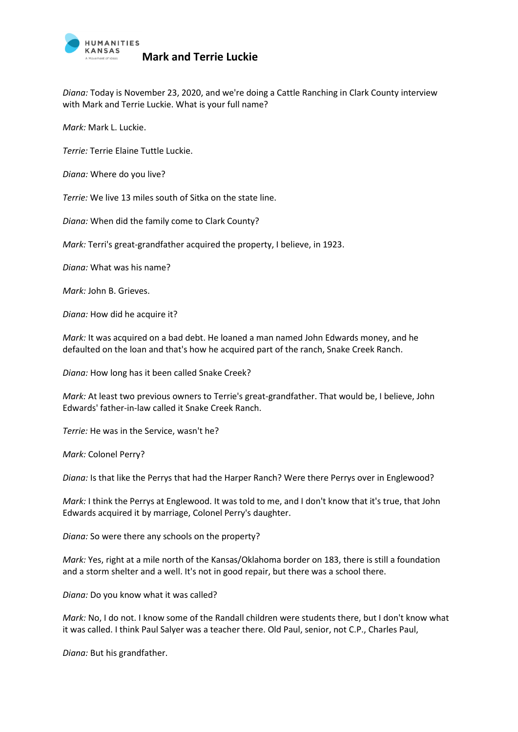# Mark and Terrie Luckie

*Diana:* Today is November 23, 2020, and we're doing a Cattle Ranching in Clark County interview with Mark and Terrie Luckie. What is your full name?

*Mark:* Mark L. Luckie.

*Terrie:* Terrie Elaine Tuttle Luckie.

*Diana:* Where do you live?

*Terrie:* We live 13 miles south of Sitka on the state line.

*Diana:* When did the family come to Clark County?

*Mark:* Terri's great-grandfather acquired the property, I believe, in 1923.

*Diana:* What was his name?

*Mark:* John B. Grieves.

*Diana:* How did he acquire it?

*Mark:* It was acquired on a bad debt. He loaned a man named John Edwards money, and he defaulted on the loan and that's how he acquired part of the ranch, Snake Creek Ranch.

*Diana:* How long has it been called Snake Creek?

*Mark:* At least two previous owners to Terrie's great-grandfather. That would be, I believe, John Edwards' father-in-law called it Snake Creek Ranch.

*Terrie:* He was in the Service, wasn't he?

*Mark:* Colonel Perry?

*Diana:* Is that like the Perrys that had the Harper Ranch? Were there Perrys over in Englewood?

*Mark:* I think the Perrys at Englewood. It was told to me, and I don't know that it's true, that John Edwards acquired it by marriage, Colonel Perry's daughter.

*Diana:* So were there any schools on the property?

*Mark:* Yes, right at a mile north of the Kansas/Oklahoma border on 183, there is still a foundation and a storm shelter and a well. It's not in good repair, but there was a school there.

*Diana:* Do you know what it was called?

*Mark:* No, I do not. I know some of the Randall children were students there, but I don't know what it was called. I think Paul Salyer was a teacher there. Old Paul, senior, not C.P., Charles Paul,

*Diana:* But his grandfather.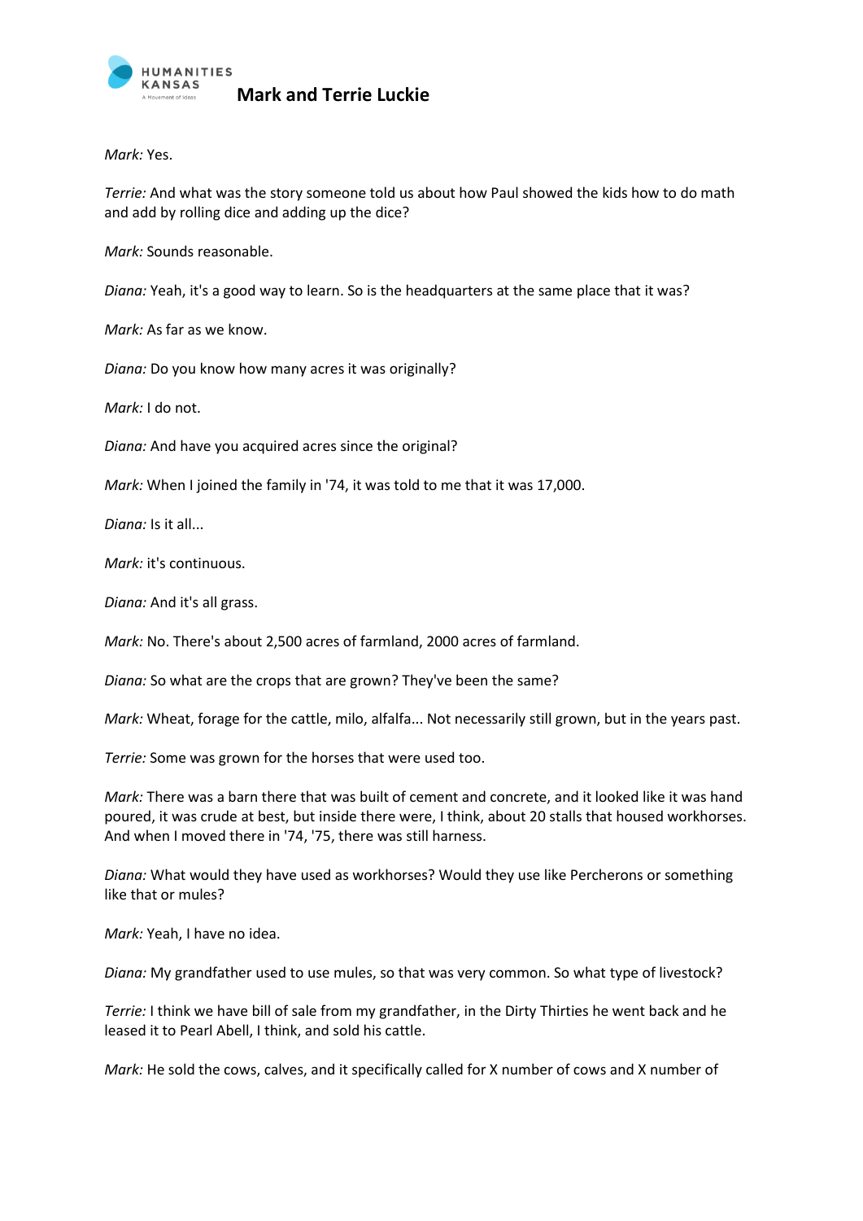*Mark:* Yes.

*Terrie:* And what was the story someone told us about how Paul showed the kids how to do math and add by rolling dice and adding up the dice?

*Mark:* Sounds reasonable.

*Diana:* Yeah, it's a good way to learn. So is the headquarters at the same place that it was?

*Mark:* As far as we know.

*Diana:* Do you know how many acres it was originally?

*Mark:* I do not.

*Diana:* And have you acquired acres since the original?

*Mark:* When I joined the family in '74, it was told to me that it was 17,000.

*Diana:* Is it all...

*Mark:* it's continuous.

*Diana:* And it's all grass.

*Mark:* No. There's about 2,500 acres of farmland, 2000 acres of farmland.

*Diana:* So what are the crops that are grown? They've been the same?

*Mark:* Wheat, forage for the cattle, milo, alfalfa... Not necessarily still grown, but in the years past.

*Terrie:* Some was grown for the horses that were used too.

*Mark:* There was a barn there that was built of cement and concrete, and it looked like it was hand poured, it was crude at best, but inside there were, I think, about 20 stalls that housed workhorses. And when I moved there in '74, '75, there was still harness.

*Diana:* What would they have used as workhorses? Would they use like Percherons or something like that or mules?

*Mark:* Yeah, I have no idea.

*Diana:* My grandfather used to use mules, so that was very common. So what type of livestock?

*Terrie:* I think we have bill of sale from my grandfather, in the Dirty Thirties he went back and he leased it to Pearl Abell, I think, and sold his cattle.

*Mark:* He sold the cows, calves, and it specifically called for X number of cows and X number of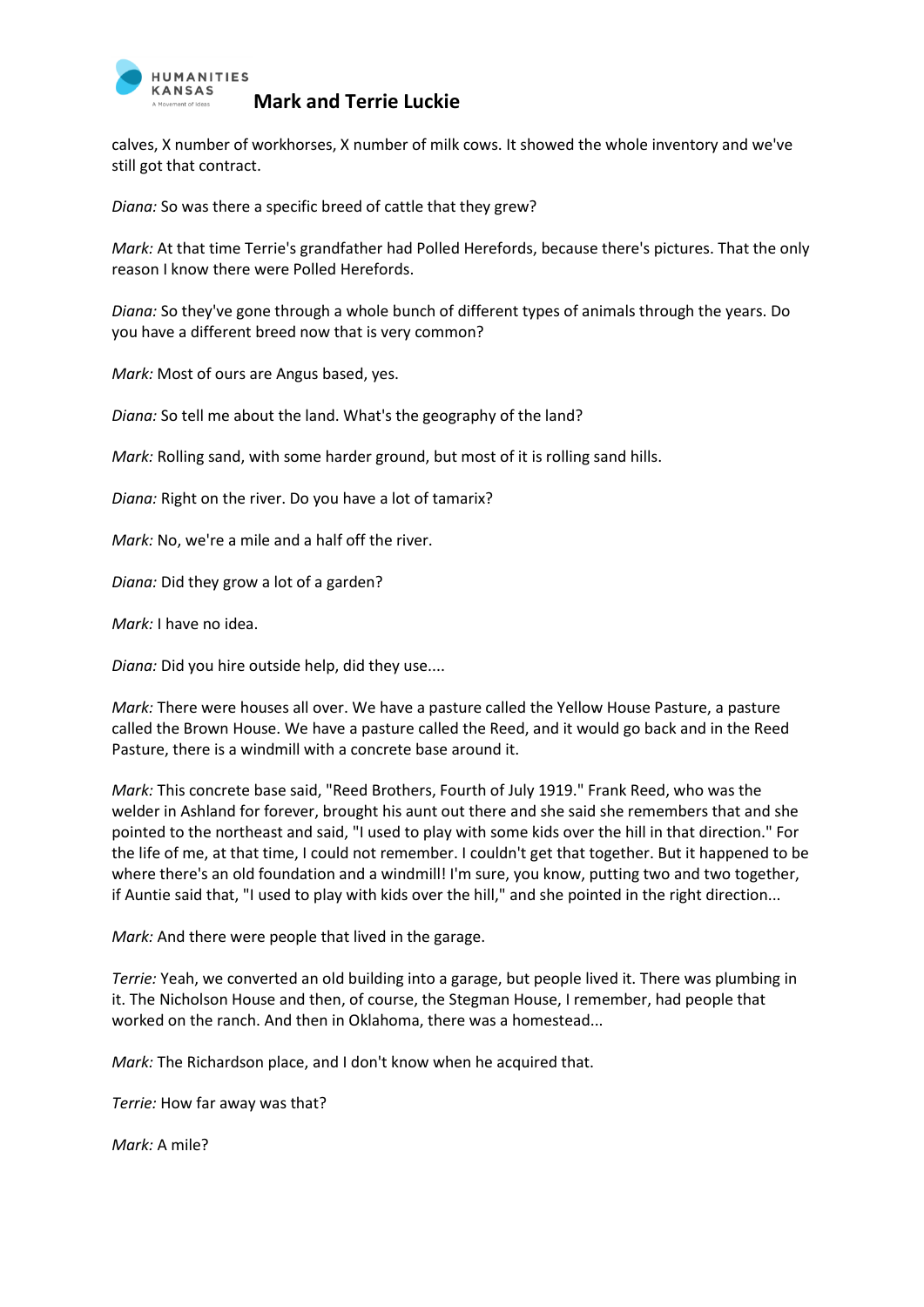calves, X number of workhorses, X number of milk cows. It showed the whole inventory and we've still got that contract.

*Diana:* So was there a specific breed of cattle that they grew?

*Mark:* At that time Terrie's grandfather had Polled Herefords, because there's pictures. That the only reason I know there were Polled Herefords.

*Diana:* So they've gone through a whole bunch of different types of animals through the years. Do you have a different breed now that is very common?

*Mark:* Most of ours are Angus based, yes.

*Diana:* So tell me about the land. What's the geography of the land?

*Mark:* Rolling sand, with some harder ground, but most of it is rolling sand hills.

*Diana:* Right on the river. Do you have a lot of tamarix?

*Mark:* No, we're a mile and a half off the river.

*Diana:* Did they grow a lot of a garden?

*Mark:* I have no idea.

*Diana:* Did you hire outside help, did they use....

*Mark:* There were houses all over. We have a pasture called the Yellow House Pasture, a pasture called the Brown House. We have a pasture called the Reed, and it would go back and in the Reed Pasture, there is a windmill with a concrete base around it.

*Mark:* This concrete base said, "Reed Brothers, Fourth of July 1919." Frank Reed, who was the welder in Ashland for forever, brought his aunt out there and she said she remembers that and she pointed to the northeast and said, "I used to play with some kids over the hill in that direction." For the life of me, at that time, I could not remember. I couldn't get that together. But it happened to be where there's an old foundation and a windmill! I'm sure, you know, putting two and two together, if Auntie said that, "I used to play with kids over the hill," and she pointed in the right direction...

*Mark:* And there were people that lived in the garage.

*Terrie:* Yeah, we converted an old building into a garage, but people lived it. There was plumbing in it. The Nicholson House and then, of course, the Stegman House, I remember, had people that worked on the ranch. And then in Oklahoma, there was a homestead...

*Mark:* The Richardson place, and I don't know when he acquired that.

*Terrie:* How far away was that?

*Mark:* A mile?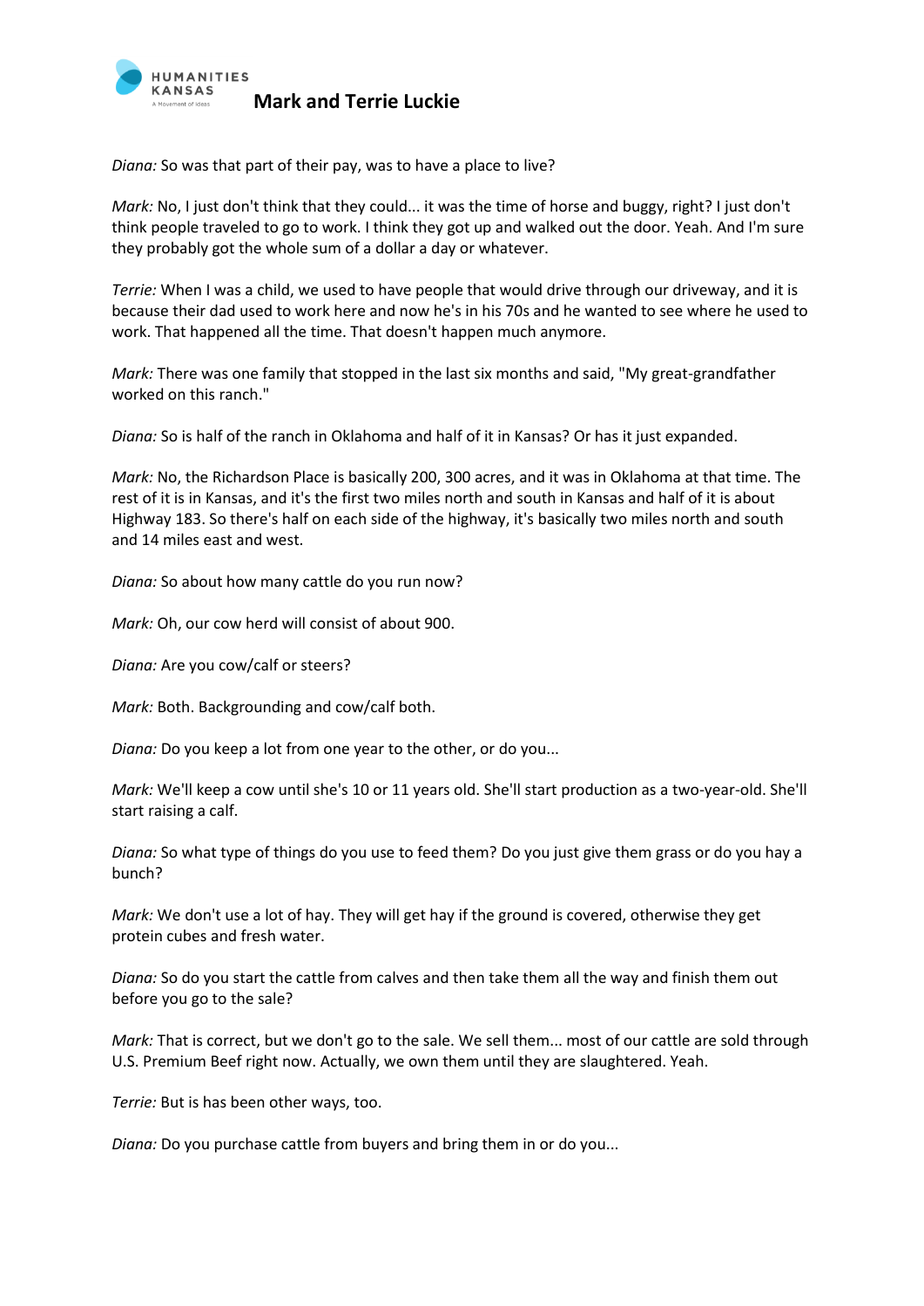*Diana:* So was that part of their pay, was to have a place to live?

*Mark:* No, I just don't think that they could... it was the time of horse and buggy, right? I just don't think people traveled to go to work. I think they got up and walked out the door. Yeah. And I'm sure they probably got the whole sum of a dollar a day or whatever.

*Terrie:* When I was a child, we used to have people that would drive through our driveway, and it is because their dad used to work here and now he's in his 70s and he wanted to see where he used to work. That happened all the time. That doesn't happen much anymore.

*Mark:* There was one family that stopped in the last six months and said, "My great-grandfather worked on this ranch."

*Diana:* So is half of the ranch in Oklahoma and half of it in Kansas? Or has it just expanded.

*Mark:* No, the Richardson Place is basically 200, 300 acres, and it was in Oklahoma at that time. The rest of it is in Kansas, and it's the first two miles north and south in Kansas and half of it is about Highway 183. So there's half on each side of the highway, it's basically two miles north and south and 14 miles east and west.

*Diana:* So about how many cattle do you run now?

*Mark:* Oh, our cow herd will consist of about 900.

*Diana:* Are you cow/calf or steers?

*Mark:* Both. Backgrounding and cow/calf both.

*Diana:* Do you keep a lot from one year to the other, or do you...

*Mark:* We'll keep a cow until she's 10 or 11 years old. She'll start production as a two-year-old. She'll start raising a calf.

*Diana:* So what type of things do you use to feed them? Do you just give them grass or do you hay a bunch?

*Mark:* We don't use a lot of hay. They will get hay if the ground is covered, otherwise they get protein cubes and fresh water.

*Diana:* So do you start the cattle from calves and then take them all the way and finish them out before you go to the sale?

*Mark:* That is correct, but we don't go to the sale. We sell them... most of our cattle are sold through U.S. Premium Beef right now. Actually, we own them until they are slaughtered. Yeah.

*Terrie:* But is has been other ways, too.

*Diana:* Do you purchase cattle from buyers and bring them in or do you...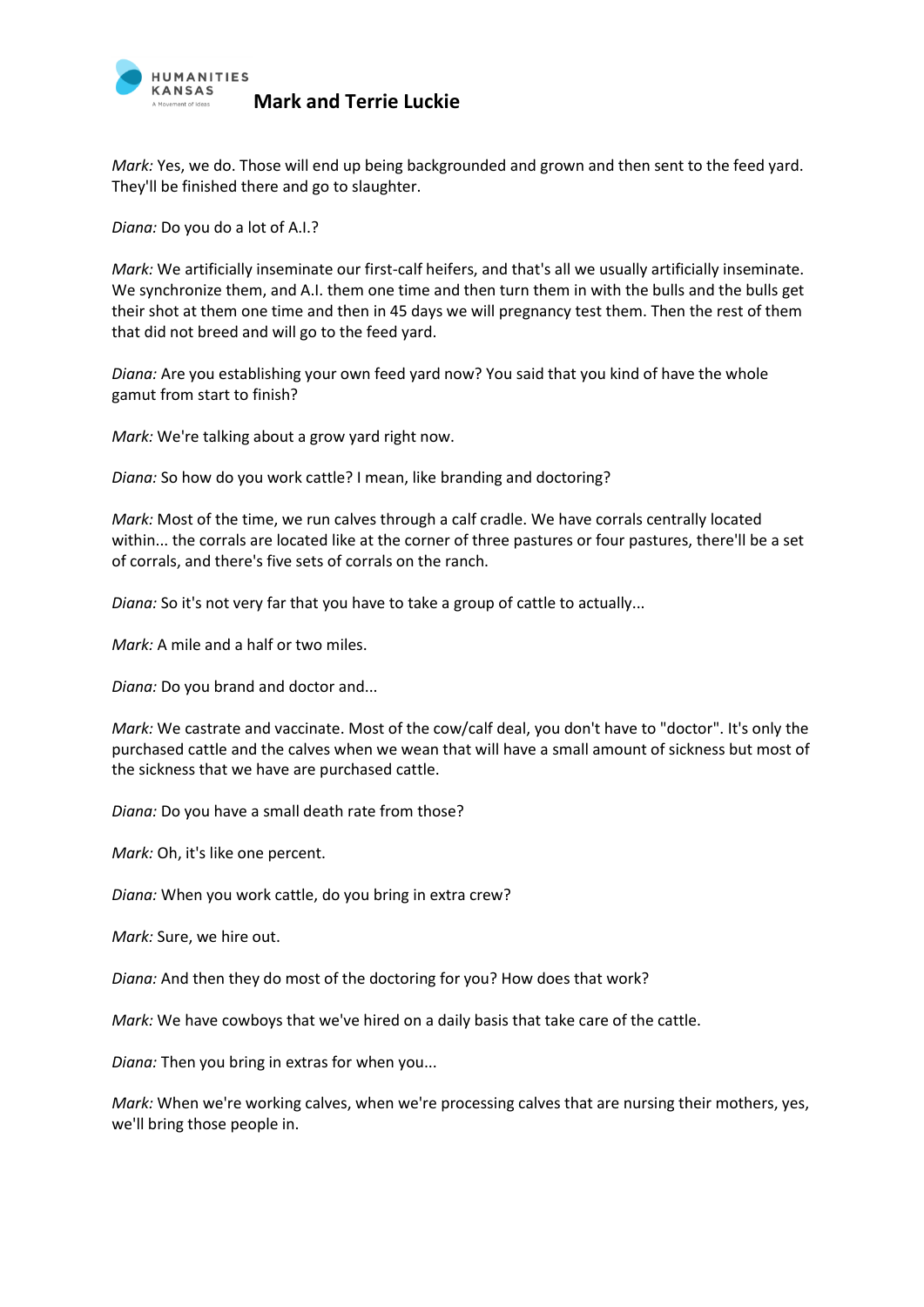*Mark:* Yes, we do. Those will end up being backgrounded and grown and then sent to the feed yard. They'll be finished there and go to slaughter.

*Diana:* Do you do a lot of A.I.?

*Mark:* We artificially inseminate our first-calf heifers, and that's all we usually artificially inseminate. We synchronize them, and A.I. them one time and then turn them in with the bulls and the bulls get their shot at them one time and then in 45 days we will pregnancy test them. Then the rest of them that did not breed and will go to the feed yard.

*Diana:* Are you establishing your own feed yard now? You said that you kind of have the whole gamut from start to finish?

*Mark:* We're talking about a grow yard right now.

*Diana:* So how do you work cattle? I mean, like branding and doctoring?

*Mark:* Most of the time, we run calves through a calf cradle. We have corrals centrally located within... the corrals are located like at the corner of three pastures or four pastures, there'll be a set of corrals, and there's five sets of corrals on the ranch.

*Diana:* So it's not very far that you have to take a group of cattle to actually...

*Mark:* A mile and a half or two miles.

*Diana:* Do you brand and doctor and...

*Mark:* We castrate and vaccinate. Most of the cow/calf deal, you don't have to "doctor". It's only the purchased cattle and the calves when we wean that will have a small amount of sickness but most of the sickness that we have are purchased cattle.

*Diana:* Do you have a small death rate from those?

*Mark:* Oh, it's like one percent.

*Diana:* When you work cattle, do you bring in extra crew?

*Mark:* Sure, we hire out.

*Diana:* And then they do most of the doctoring for you? How does that work?

*Mark:* We have cowboys that we've hired on a daily basis that take care of the cattle.

*Diana:* Then you bring in extras for when you...

*Mark:* When we're working calves, when we're processing calves that are nursing their mothers, yes, we'll bring those people in.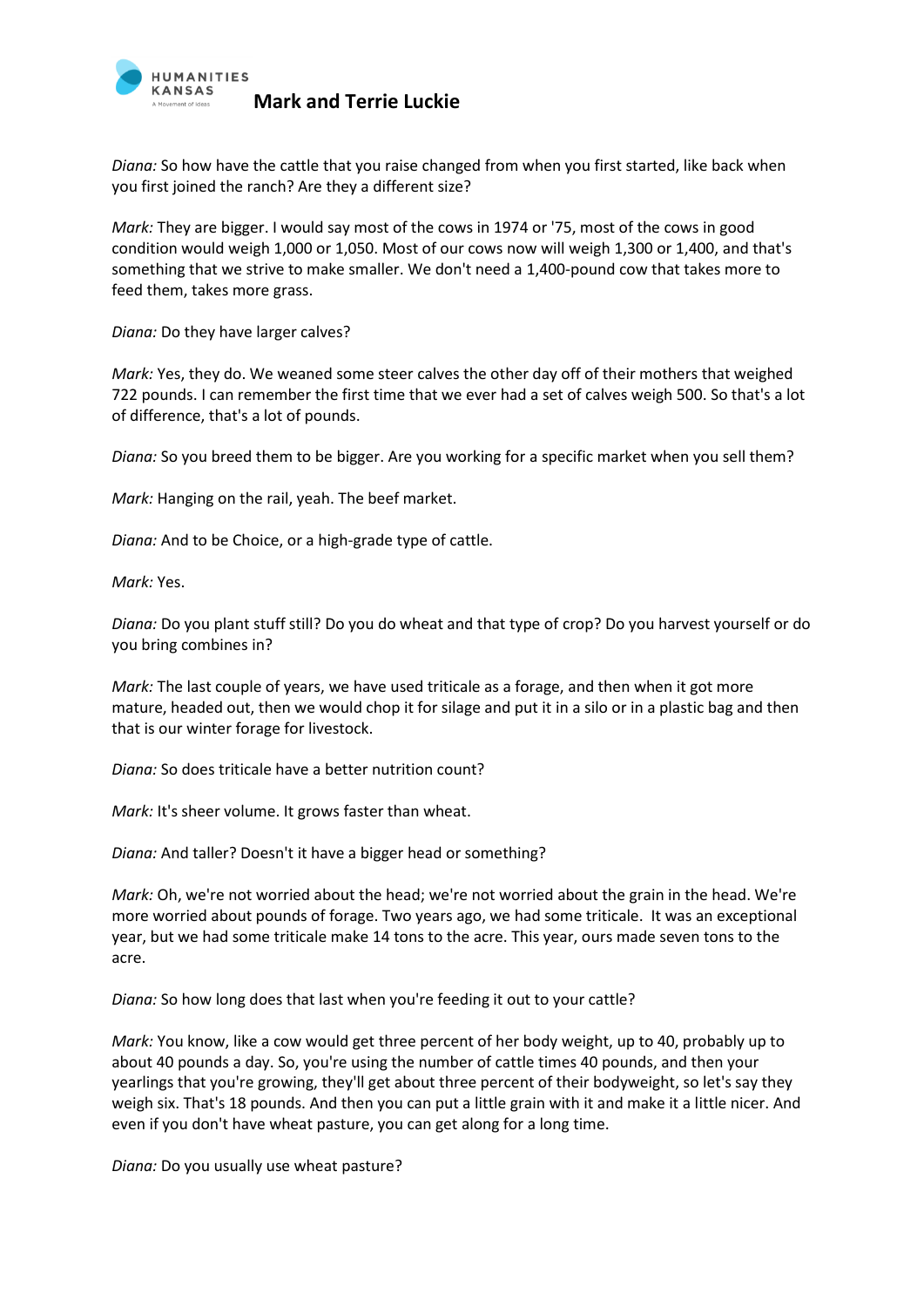*Diana:* So how have the cattle that you raise changed from when you first started, like back when you first joined the ranch? Are they a different size?

*Mark:* They are bigger. I would say most of the cows in 1974 or '75, most of the cows in good condition would weigh 1,000 or 1,050. Most of our cows now will weigh 1,300 or 1,400, and that's something that we strive to make smaller. We don't need a 1,400-pound cow that takes more to feed them, takes more grass.

*Diana:* Do they have larger calves?

*Mark:* Yes, they do. We weaned some steer calves the other day off of their mothers that weighed 722 pounds. I can remember the first time that we ever had a set of calves weigh 500. So that's a lot of difference, that's a lot of pounds.

*Diana:* So you breed them to be bigger. Are you working for a specific market when you sell them?

*Mark:* Hanging on the rail, yeah. The beef market.

*Diana:* And to be Choice, or a high-grade type of cattle.

*Mark:* Yes.

*Diana:* Do you plant stuff still? Do you do wheat and that type of crop? Do you harvest yourself or do you bring combines in?

*Mark:* The last couple of years, we have used triticale as a forage, and then when it got more mature, headed out, then we would chop it for silage and put it in a silo or in a plastic bag and then that is our winter forage for livestock.

*Diana:* So does triticale have a better nutrition count?

*Mark:* It's sheer volume. It grows faster than wheat.

*Diana:* And taller? Doesn't it have a bigger head or something?

*Mark:* Oh, we're not worried about the head; we're not worried about the grain in the head. We're more worried about pounds of forage. Two years ago, we had some triticale. It was an exceptional year, but we had some triticale make 14 tons to the acre. This year, ours made seven tons to the acre.

*Diana:* So how long does that last when you're feeding it out to your cattle?

*Mark:* You know, like a cow would get three percent of her body weight, up to 40, probably up to about 40 pounds a day. So, you're using the number of cattle times 40 pounds, and then your yearlings that you're growing, they'll get about three percent of their bodyweight, so let's say they weigh six. That's 18 pounds. And then you can put a little grain with it and make it a little nicer. And even if you don't have wheat pasture, you can get along for a long time.

*Diana:* Do you usually use wheat pasture?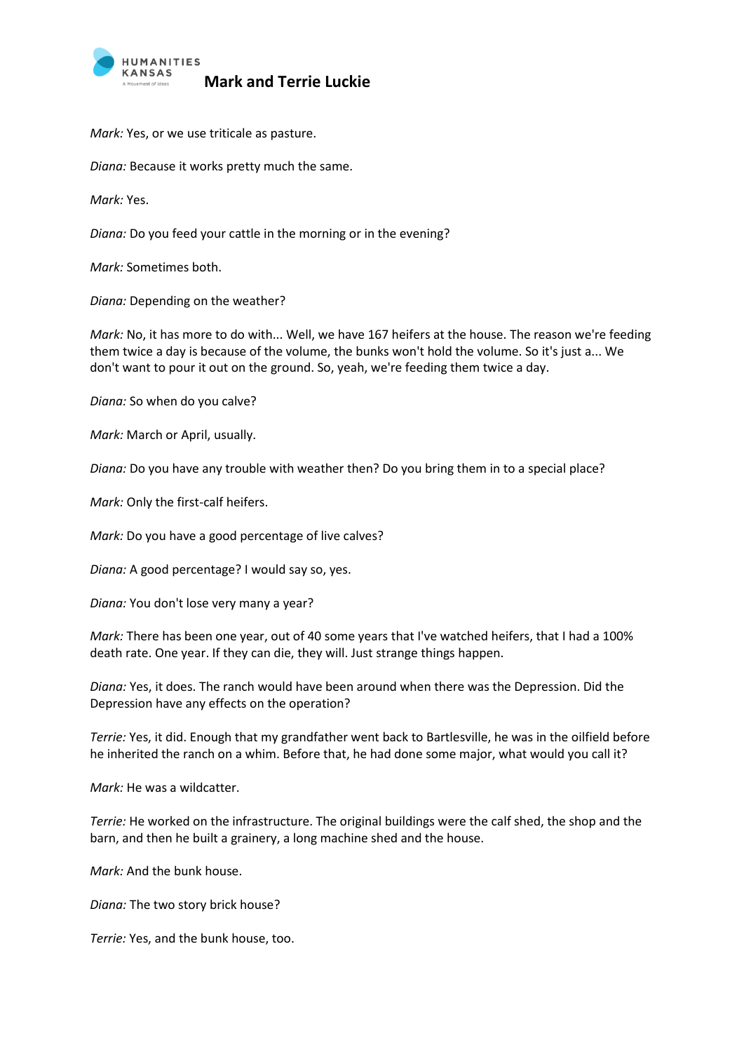*Mark:* Yes, or we use triticale as pasture.

*Diana:* Because it works pretty much the same.

*Mark:* Yes.

*Diana:* Do you feed your cattle in the morning or in the evening?

*Mark:* Sometimes both.

*Diana:* Depending on the weather?

*Mark:* No, it has more to do with... Well, we have 167 heifers at the house. The reason we're feeding them twice a day is because of the volume, the bunks won't hold the volume. So it's just a... We don't want to pour it out on the ground. So, yeah, we're feeding them twice a day.

*Diana:* So when do you calve?

*Mark:* March or April, usually.

*Diana:* Do you have any trouble with weather then? Do you bring them in to a special place?

*Mark:* Only the first-calf heifers.

*Mark:* Do you have a good percentage of live calves?

*Diana:* A good percentage? I would say so, yes.

*Diana:* You don't lose very many a year?

*Mark:* There has been one year, out of 40 some years that I've watched heifers, that I had a 100% death rate. One year. If they can die, they will. Just strange things happen.

*Diana:* Yes, it does. The ranch would have been around when there was the Depression. Did the Depression have any effects on the operation?

*Terrie:* Yes, it did. Enough that my grandfather went back to Bartlesville, he was in the oilfield before he inherited the ranch on a whim. Before that, he had done some major, what would you call it?

*Mark:* He was a wildcatter.

*Terrie:* He worked on the infrastructure. The original buildings were the calf shed, the shop and the barn, and then he built a grainery, a long machine shed and the house.

*Mark:* And the bunk house.

*Diana:* The two story brick house?

*Terrie:* Yes, and the bunk house, too.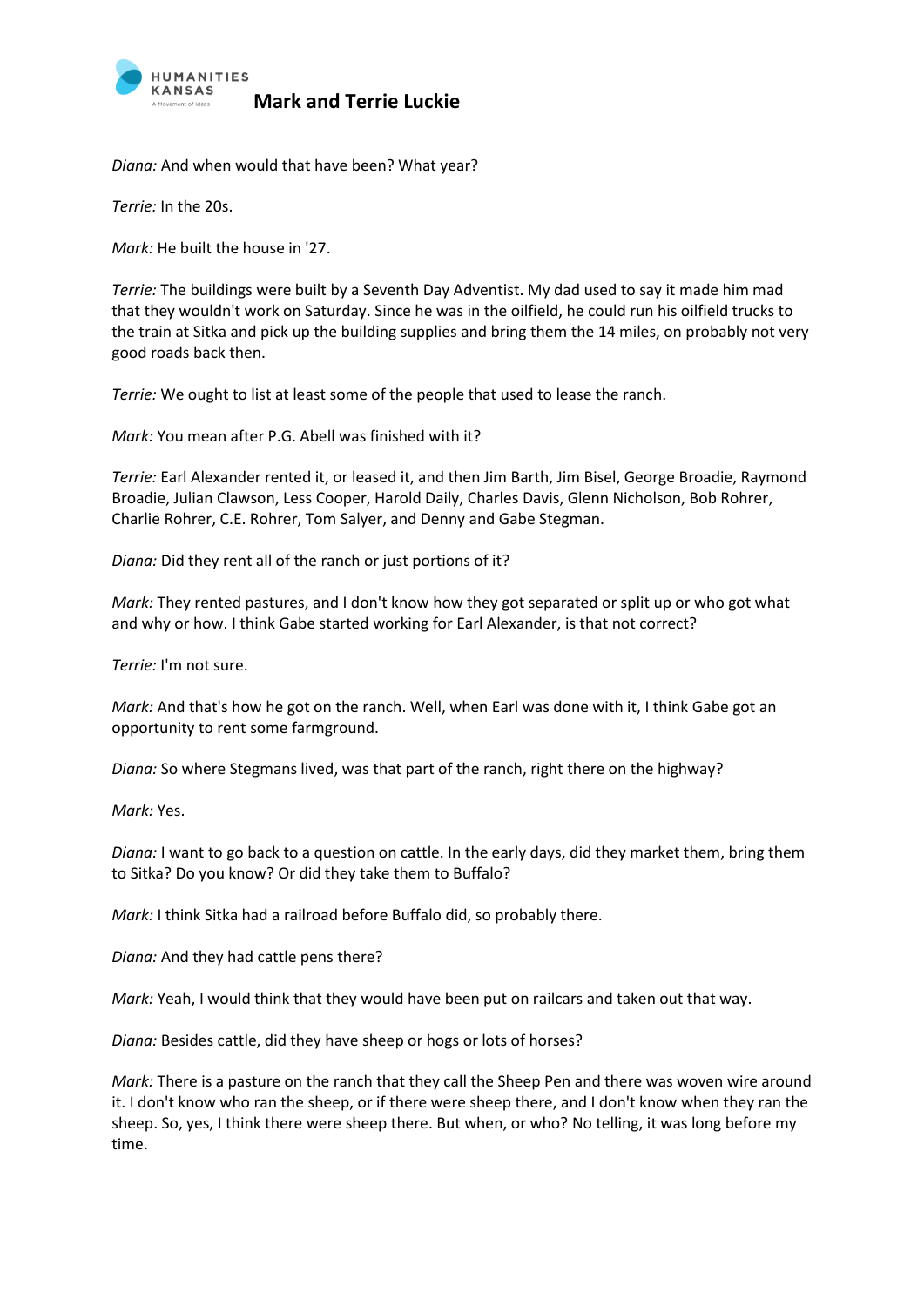*Diana:* And when would that have been? What year?

*Terrie:* In the 20s.

*Mark:* He built the house in '27.

*Terrie:* The buildings were built by a Seventh Day Adventist. My dad used to say it made him mad that they wouldn't work on Saturday. Since he was in the oilfield, he could run his oilfield trucks to the train at Sitka and pick up the building supplies and bring them the 14 miles, on probably not very good roads back then.

*Terrie:* We ought to list at least some of the people that used to lease the ranch.

*Mark:* You mean after P.G. Abell was finished with it?

*Terrie:* Earl Alexander rented it, or leased it, and then Jim Barth, Jim Bisel, George Broadie, Raymond Broadie, Julian Clawson, Less Cooper, Harold Daily, Charles Davis, Glenn Nicholson, Bob Rohrer, Charlie Rohrer, C.E. Rohrer, Tom Salyer, and Denny and Gabe Stegman.

*Diana:* Did they rent all of the ranch or just portions of it?

*Mark:* They rented pastures, and I don't know how they got separated or split up or who got what and why or how. I think Gabe started working for Earl Alexander, is that not correct?

*Terrie:* I'm not sure.

*Mark:* And that's how he got on the ranch. Well, when Earl was done with it, I think Gabe got an opportunity to rent some farmground.

*Diana:* So where Stegmans lived, was that part of the ranch, right there on the highway?

*Mark:* Yes.

*Diana:* I want to go back to a question on cattle. In the early days, did they market them, bring them to Sitka? Do you know? Or did they take them to Buffalo?

*Mark:* I think Sitka had a railroad before Buffalo did, so probably there.

*Diana:* And they had cattle pens there?

*Mark:* Yeah, I would think that they would have been put on railcars and taken out that way.

*Diana:* Besides cattle, did they have sheep or hogs or lots of horses?

*Mark:* There is a pasture on the ranch that they call the Sheep Pen and there was woven wire around it. I don't know who ran the sheep, or if there were sheep there, and I don't know when they ran the sheep. So, yes, I think there were sheep there. But when, or who? No telling, it was long before my time.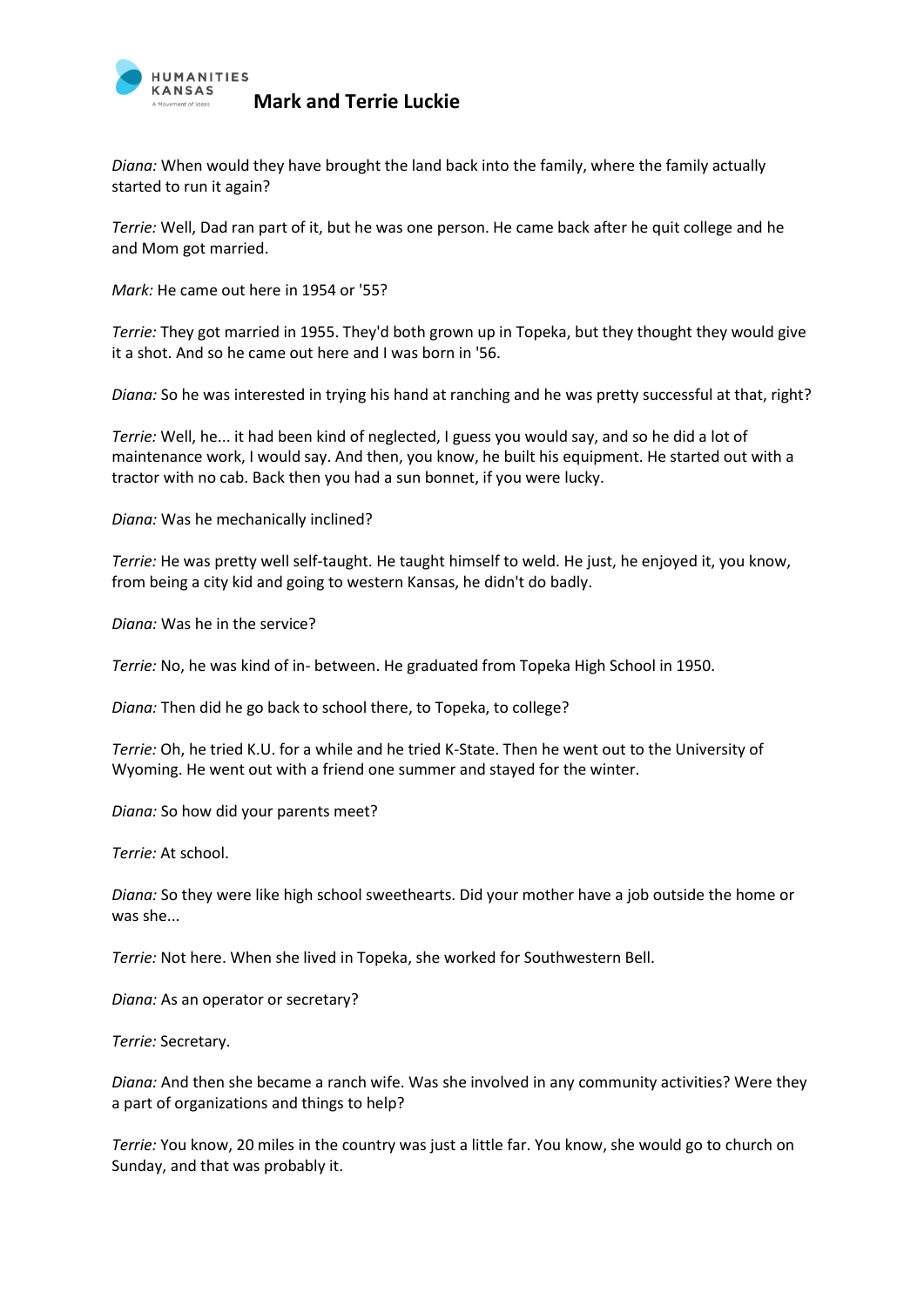*Diana:* When would they have brought the land back into the family, where the family actually started to run it again?

*Terrie:* Well, Dad ran part of it, but he was one person. He came back after he quit college and he and Mom got married.

*Mark:* He came out here in 1954 or '55?

*Terrie:* They got married in 1955. They'd both grown up in Topeka, but they thought they would give it a shot. And so he came out here and I was born in '56.

*Diana:* So he was interested in trying his hand at ranching and he was pretty successful at that, right?

*Terrie:* Well, he... it had been kind of neglected, I guess you would say, and so he did a lot of maintenance work, I would say. And then, you know, he built his equipment. He started out with a tractor with no cab. Back then you had a sun bonnet, if you were lucky.

*Diana:* Was he mechanically inclined?

*Terrie:* He was pretty well self-taught. He taught himself to weld. He just, he enjoyed it, you know, from being a city kid and going to western Kansas, he didn't do badly.

*Diana:* Was he in the service?

*Terrie:* No, he was kind of in- between. He graduated from Topeka High School in 1950.

*Diana:* Then did he go back to school there, to Topeka, to college?

*Terrie:* Oh, he tried K.U. for a while and he tried K-State. Then he went out to the University of Wyoming. He went out with a friend one summer and stayed for the winter.

*Diana:* So how did your parents meet?

*Terrie:* At school.

*Diana:* So they were like high school sweethearts. Did your mother have a job outside the home or was she...

*Terrie:* Not here. When she lived in Topeka, she worked for Southwestern Bell.

*Diana:* As an operator or secretary?

*Terrie:* Secretary.

*Diana:* And then she became a ranch wife. Was she involved in any community activities? Were they a part of organizations and things to help?

*Terrie:* You know, 20 miles in the country was just a little far. You know, she would go to church on Sunday, and that was probably it.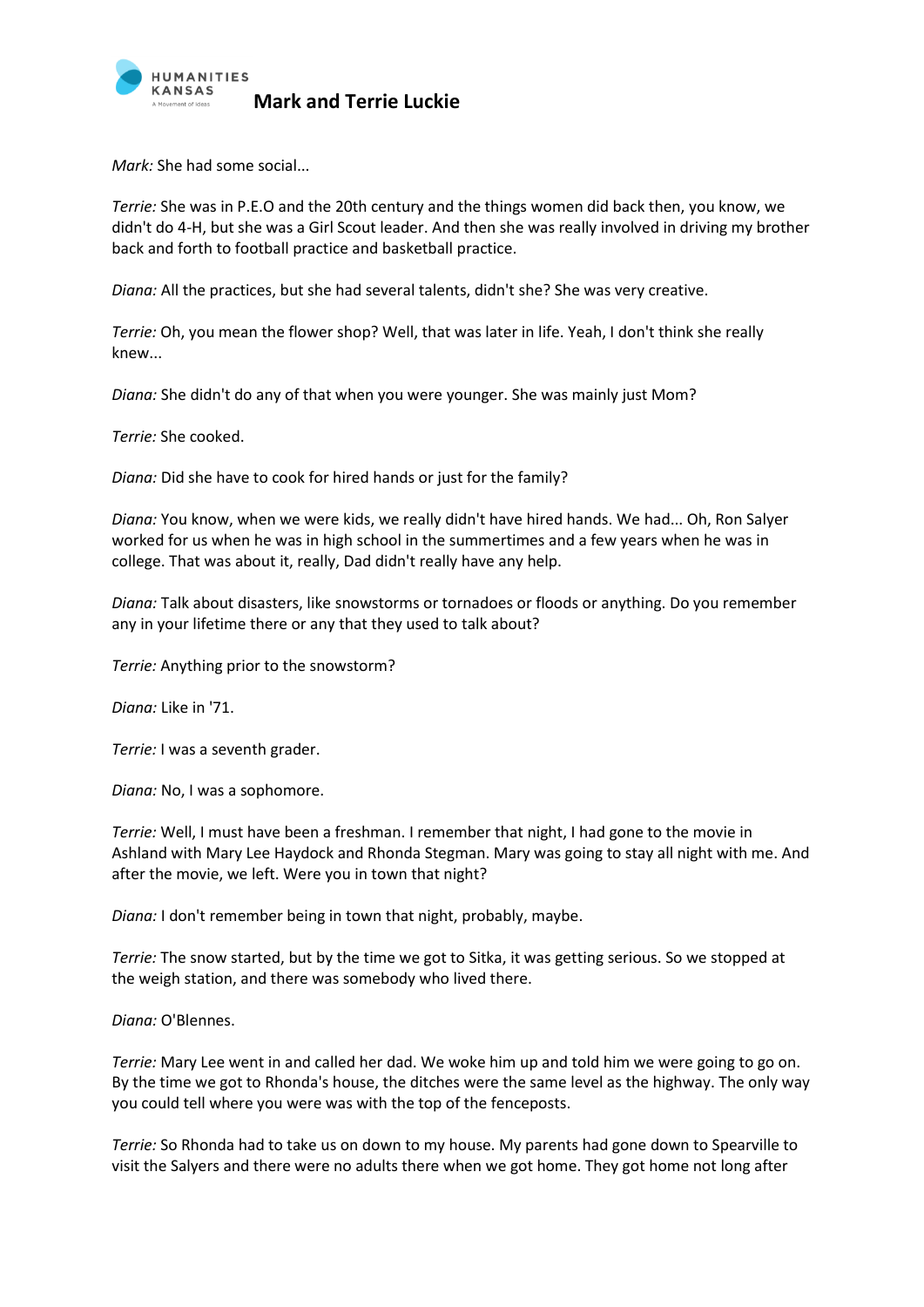*Mark:* She had some social...

*Terrie:* She was in P.E.O and the 20th century and the things women did back then, you know, we didn't do 4-H, but she was a Girl Scout leader. And then she was really involved in driving my brother back and forth to football practice and basketball practice.

*Diana:* All the practices, but she had several talents, didn't she? She was very creative.

*Terrie:* Oh, you mean the flower shop? Well, that was later in life. Yeah, I don't think she really knew...

*Diana:* She didn't do any of that when you were younger. She was mainly just Mom?

*Terrie:* She cooked.

*Diana:* Did she have to cook for hired hands or just for the family?

*Diana:* You know, when we were kids, we really didn't have hired hands. We had... Oh, Ron Salyer worked for us when he was in high school in the summertimes and a few years when he was in college. That was about it, really, Dad didn't really have any help.

*Diana:* Talk about disasters, like snowstorms or tornadoes or floods or anything. Do you remember any in your lifetime there or any that they used to talk about?

*Terrie:* Anything prior to the snowstorm?

*Diana:* Like in '71.

*Terrie:* I was a seventh grader.

*Diana:* No, I was a sophomore.

*Terrie:* Well, I must have been a freshman. I remember that night, I had gone to the movie in Ashland with Mary Lee Haydock and Rhonda Stegman. Mary was going to stay all night with me. And after the movie, we left. Were you in town that night?

*Diana:* I don't remember being in town that night, probably, maybe.

*Terrie:* The snow started, but by the time we got to Sitka, it was getting serious. So we stopped at the weigh station, and there was somebody who lived there.

*Diana:* O'Blennes.

*Terrie:* Mary Lee went in and called her dad. We woke him up and told him we were going to go on. By the time we got to Rhonda's house, the ditches were the same level as the highway. The only way you could tell where you were was with the top of the fenceposts.

*Terrie:* So Rhonda had to take us on down to my house. My parents had gone down to Spearville to visit the Salyers and there were no adults there when we got home. They got home not long after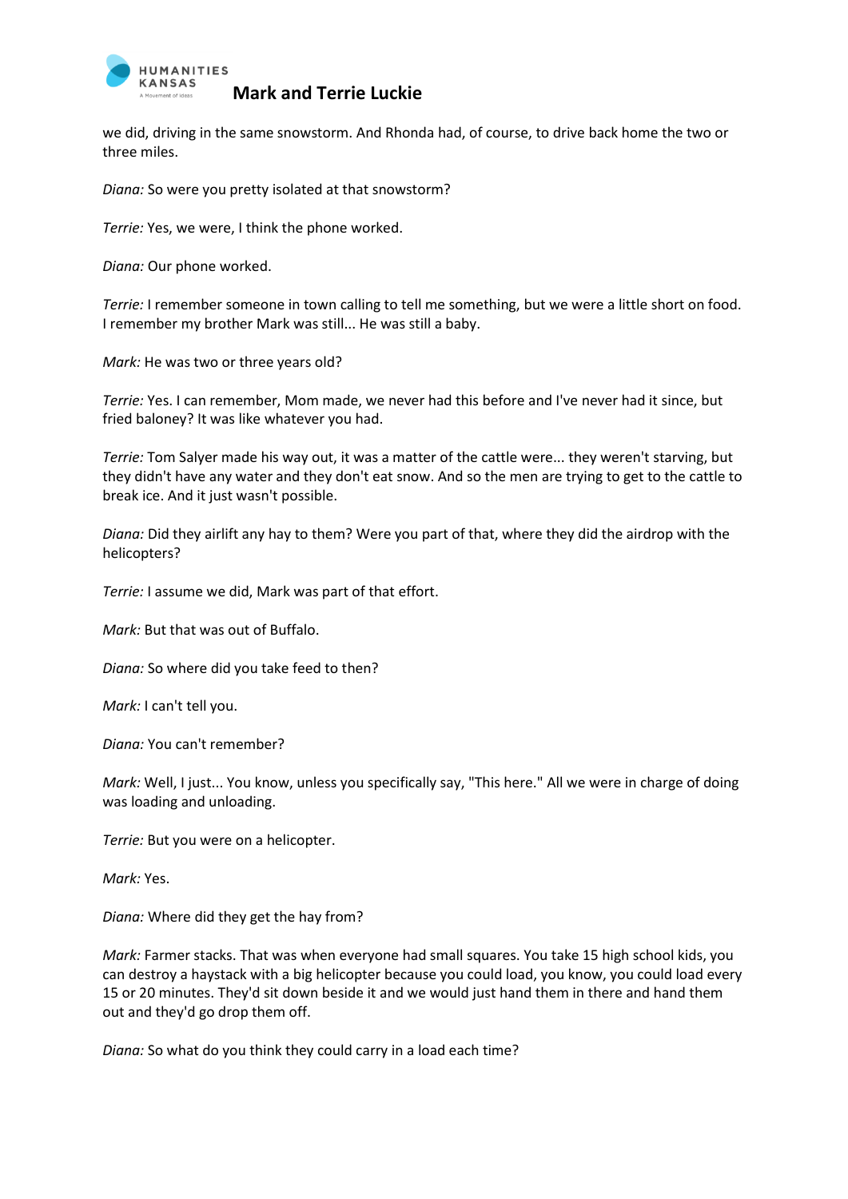we did, driving in the same snowstorm. And Rhonda had, of course, to drive back home the two or three miles.

*Diana:* So were you pretty isolated at that snowstorm?

*Terrie:* Yes, we were, I think the phone worked.

*Diana:* Our phone worked.

*Terrie:* I remember someone in town calling to tell me something, but we were a little short on food. I remember my brother Mark was still... He was still a baby.

*Mark:* He was two or three years old?

*Terrie:* Yes. I can remember, Mom made, we never had this before and I've never had it since, but fried baloney? It was like whatever you had.

*Terrie:* Tom Salyer made his way out, it was a matter of the cattle were... they weren't starving, but they didn't have any water and they don't eat snow. And so the men are trying to get to the cattle to break ice. And it just wasn't possible.

*Diana:* Did they airlift any hay to them? Were you part of that, where they did the airdrop with the helicopters?

*Terrie:* I assume we did, Mark was part of that effort.

*Mark:* But that was out of Buffalo.

*Diana:* So where did you take feed to then?

*Mark:* I can't tell you.

*Diana:* You can't remember?

*Mark:* Well, I just... You know, unless you specifically say, "This here." All we were in charge of doing was loading and unloading.

*Terrie:* But you were on a helicopter.

*Mark:* Yes.

*Diana:* Where did they get the hay from?

*Mark:* Farmer stacks. That was when everyone had small squares. You take 15 high school kids, you can destroy a haystack with a big helicopter because you could load, you know, you could load every 15 or 20 minutes. They'd sit down beside it and we would just hand them in there and hand them out and they'd go drop them off.

*Diana:* So what do you think they could carry in a load each time?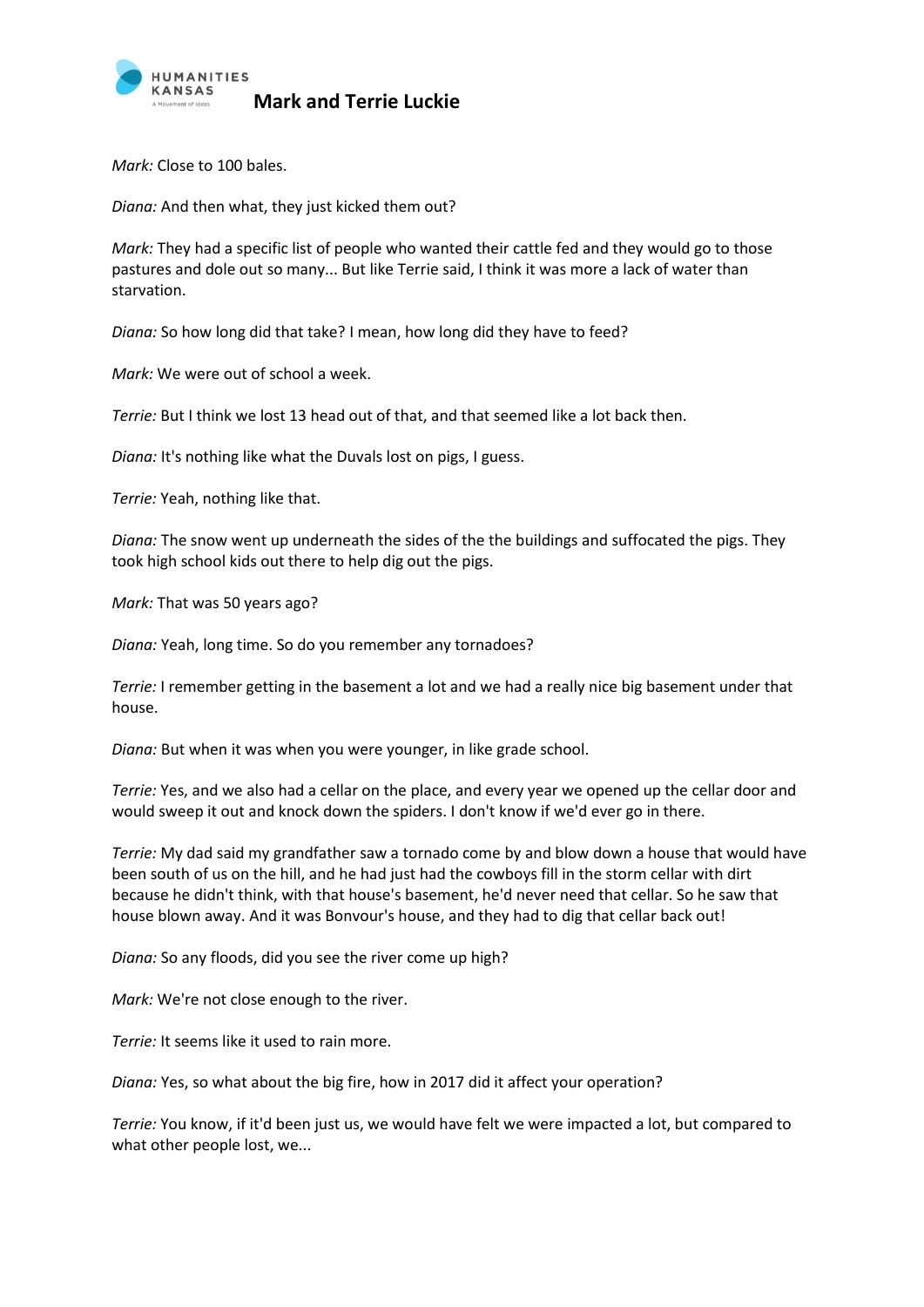*Mark:* Close to 100 bales.

*Diana:* And then what, they just kicked them out?

*Mark:* They had a specific list of people who wanted their cattle fed and they would go to those pastures and dole out so many... But like Terrie said, I think it was more a lack of water than starvation.

*Diana:* So how long did that take? I mean, how long did they have to feed?

*Mark:* We were out of school a week.

*Terrie:* But I think we lost 13 head out of that, and that seemed like a lot back then.

*Diana:* It's nothing like what the Duvals lost on pigs, I guess.

*Terrie:* Yeah, nothing like that.

*Diana:* The snow went up underneath the sides of the the buildings and suffocated the pigs. They took high school kids out there to help dig out the pigs.

*Mark:* That was 50 years ago?

*Diana:* Yeah, long time. So do you remember any tornadoes?

*Terrie:* I remember getting in the basement a lot and we had a really nice big basement under that house.

*Diana:* But when it was when you were younger, in like grade school.

*Terrie:* Yes, and we also had a cellar on the place, and every year we opened up the cellar door and would sweep it out and knock down the spiders. I don't know if we'd ever go in there.

*Terrie:* My dad said my grandfather saw a tornado come by and blow down a house that would have been south of us on the hill, and he had just had the cowboys fill in the storm cellar with dirt because he didn't think, with that house's basement, he'd never need that cellar. So he saw that house blown away. And it was Bonvour's house, and they had to dig that cellar back out!

*Diana:* So any floods, did you see the river come up high?

*Mark:* We're not close enough to the river.

*Terrie:* It seems like it used to rain more.

*Diana:* Yes, so what about the big fire, how in 2017 did it affect your operation?

*Terrie:* You know, if it'd been just us, we would have felt we were impacted a lot, but compared to what other people lost, we...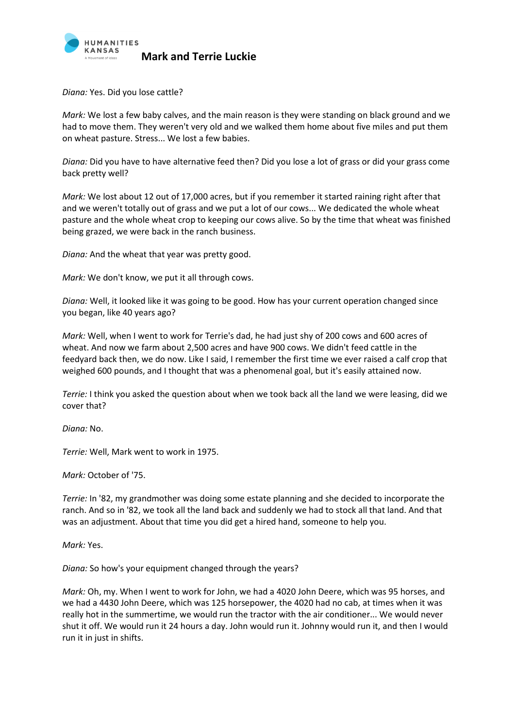*Diana:* Yes. Did you lose cattle?

*Mark:* We lost a few baby calves, and the main reason is they were standing on black ground and we had to move them. They weren't very old and we walked them home about five miles and put them on wheat pasture. Stress... We lost a few babies.

*Diana:* Did you have to have alternative feed then? Did you lose a lot of grass or did your grass come back pretty well?

*Mark:* We lost about 12 out of 17,000 acres, but if you remember it started raining right after that and we weren't totally out of grass and we put a lot of our cows... We dedicated the whole wheat pasture and the whole wheat crop to keeping our cows alive. So by the time that wheat was finished being grazed, we were back in the ranch business.

*Diana:* And the wheat that year was pretty good.

*Mark:* We don't know, we put it all through cows.

*Diana:* Well, it looked like it was going to be good. How has your current operation changed since you began, like 40 years ago?

*Mark:* Well, when I went to work for Terrie's dad, he had just shy of 200 cows and 600 acres of wheat. And now we farm about 2,500 acres and have 900 cows. We didn't feed cattle in the feedyard back then, we do now. Like I said, I remember the first time we ever raised a calf crop that weighed 600 pounds, and I thought that was a phenomenal goal, but it's easily attained now.

*Terrie:* I think you asked the question about when we took back all the land we were leasing, did we cover that?

*Diana:* No.

*Terrie:* Well, Mark went to work in 1975.

*Mark:* October of '75.

*Terrie:* In '82, my grandmother was doing some estate planning and she decided to incorporate the ranch. And so in '82, we took all the land back and suddenly we had to stock all that land. And that was an adjustment. About that time you did get a hired hand, someone to help you.

*Mark:* Yes.

*Diana:* So how's your equipment changed through the years?

*Mark:* Oh, my. When I went to work for John, we had a 4020 John Deere, which was 95 horses, and we had a 4430 John Deere, which was 125 horsepower, the 4020 had no cab, at times when it was really hot in the summertime, we would run the tractor with the air conditioner... We would never shut it off. We would run it 24 hours a day. John would run it. Johnny would run it, and then I would run it in just in shifts.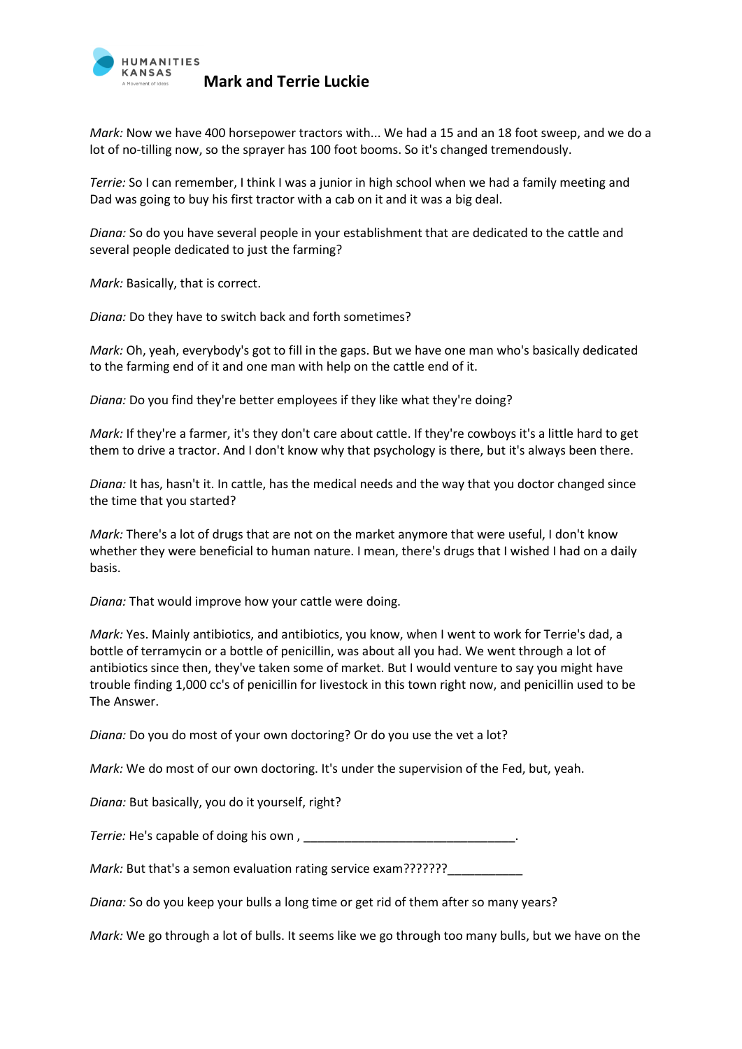*Mark:* Now we have 400 horsepower tractors with... We had a 15 and an 18 foot sweep, and we do a lot of no-tilling now, so the sprayer has 100 foot booms. So it's changed tremendously.

*Terrie:* So I can remember, I think I was a junior in high school when we had a family meeting and Dad was going to buy his first tractor with a cab on it and it was a big deal.

*Diana:* So do you have several people in your establishment that are dedicated to the cattle and several people dedicated to just the farming?

*Mark:* Basically, that is correct.

*Diana:* Do they have to switch back and forth sometimes?

*Mark:* Oh, yeah, everybody's got to fill in the gaps. But we have one man who's basically dedicated to the farming end of it and one man with help on the cattle end of it.

*Diana:* Do you find they're better employees if they like what they're doing?

*Mark:* If they're a farmer, it's they don't care about cattle. If they're cowboys it's a little hard to get them to drive a tractor. And I don't know why that psychology is there, but it's always been there.

*Diana:* It has, hasn't it. In cattle, has the medical needs and the way that you doctor changed since the time that you started?

*Mark:* There's a lot of drugs that are not on the market anymore that were useful, I don't know whether they were beneficial to human nature. I mean, there's drugs that I wished I had on a daily basis.

*Diana:* That would improve how your cattle were doing.

*Mark:* Yes. Mainly antibiotics, and antibiotics, you know, when I went to work for Terrie's dad, a bottle of terramycin or a bottle of penicillin, was about all you had. We went through a lot of antibiotics since then, they've taken some of market. But I would venture to say you might have trouble finding 1,000 cc's of penicillin for livestock in this town right now, and penicillin used to be The Answer.

*Diana:* Do you do most of your own doctoring? Or do you use the vet a lot?

*Mark:* We do most of our own doctoring. It's under the supervision of the Fed, but, yeah.

*Diana:* But basically, you do it yourself, right?

*Terrie:* He's capable of doing his own , _______________________________.

*Mark:* But that's a semon evaluation rating service exam???????___________

*Diana:* So do you keep your bulls a long time or get rid of them after so many years?

*Mark:* We go through a lot of bulls. It seems like we go through too many bulls, but we have on the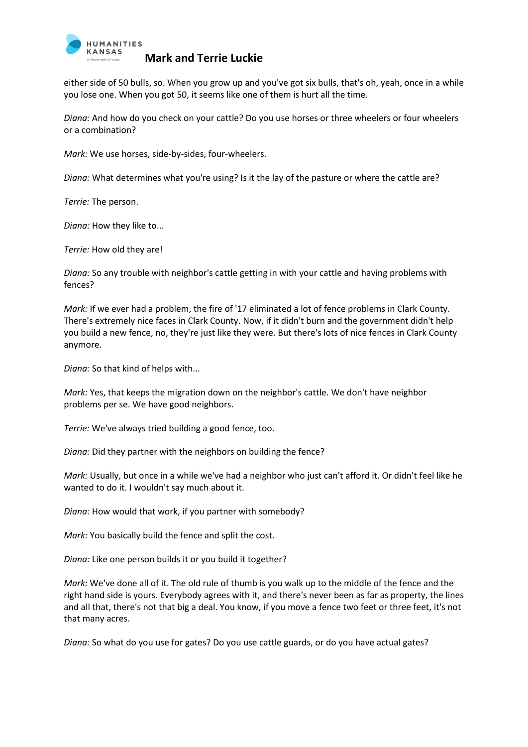either side of 50 bulls, so. When you grow up and you've got six bulls, that's oh, yeah, once in a while you lose one. When you got 50, it seems like one of them is hurt all the time.

*Diana:* And how do you check on your cattle? Do you use horses or three wheelers or four wheelers or a combination?

*Mark:* We use horses, side-by-sides, four-wheelers.

*Diana:* What determines what you're using? Is it the lay of the pasture or where the cattle are?

*Terrie:* The person.

*Diana:* How they like to...

*Terrie:* How old they are!

*Diana:* So any trouble with neighbor's cattle getting in with your cattle and having problems with fences?

*Mark:* If we ever had a problem, the fire of '17 eliminated a lot of fence problems in Clark County. There's extremely nice faces in Clark County. Now, if it didn't burn and the government didn't help you build a new fence, no, they're just like they were. But there's lots of nice fences in Clark County anymore.

*Diana:* So that kind of helps with...

*Mark:* Yes, that keeps the migration down on the neighbor's cattle. We don't have neighbor problems per se. We have good neighbors.

*Terrie:* We've always tried building a good fence, too.

*Diana:* Did they partner with the neighbors on building the fence?

*Mark:* Usually, but once in a while we've had a neighbor who just can't afford it. Or didn't feel like he wanted to do it. I wouldn't say much about it.

*Diana:* How would that work, if you partner with somebody?

*Mark:* You basically build the fence and split the cost.

*Diana:* Like one person builds it or you build it together?

*Mark:* We've done all of it. The old rule of thumb is you walk up to the middle of the fence and the right hand side is yours. Everybody agrees with it, and there's never been as far as property, the lines and all that, there's not that big a deal. You know, if you move a fence two feet or three feet, it's not that many acres.

*Diana:* So what do you use for gates? Do you use cattle guards, or do you have actual gates?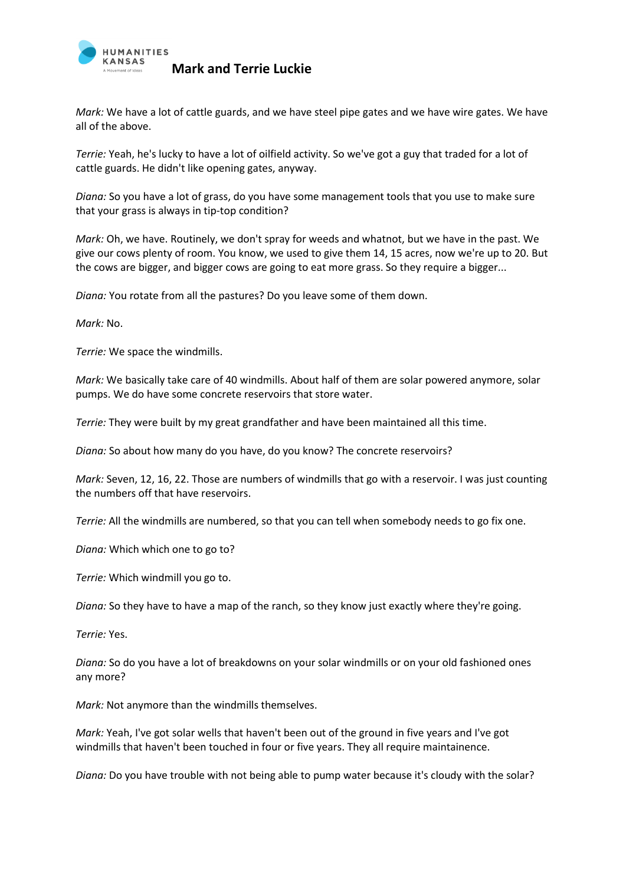*Mark:* We have a lot of cattle guards, and we have steel pipe gates and we have wire gates. We have all of the above.

*Terrie:* Yeah, he's lucky to have a lot of oilfield activity. So we've got a guy that traded for a lot of cattle guards. He didn't like opening gates, anyway.

*Diana:* So you have a lot of grass, do you have some management tools that you use to make sure that your grass is always in tip-top condition?

*Mark:* Oh, we have. Routinely, we don't spray for weeds and whatnot, but we have in the past. We give our cows plenty of room. You know, we used to give them 14, 15 acres, now we're up to 20. But the cows are bigger, and bigger cows are going to eat more grass. So they require a bigger...

*Diana:* You rotate from all the pastures? Do you leave some of them down.

*Mark:* No.

*Terrie:* We space the windmills.

*Mark:* We basically take care of 40 windmills. About half of them are solar powered anymore, solar pumps. We do have some concrete reservoirs that store water.

*Terrie:* They were built by my great grandfather and have been maintained all this time.

*Diana:* So about how many do you have, do you know? The concrete reservoirs?

*Mark:* Seven, 12, 16, 22. Those are numbers of windmills that go with a reservoir. I was just counting the numbers off that have reservoirs.

*Terrie:* All the windmills are numbered, so that you can tell when somebody needs to go fix one.

*Diana:* Which which one to go to?

*Terrie:* Which windmill you go to.

*Diana:* So they have to have a map of the ranch, so they know just exactly where they're going.

*Terrie:* Yes.

*Diana:* So do you have a lot of breakdowns on your solar windmills or on your old fashioned ones any more?

*Mark:* Not anymore than the windmills themselves.

*Mark:* Yeah, I've got solar wells that haven't been out of the ground in five years and I've got windmills that haven't been touched in four or five years. They all require maintainence.

*Diana:* Do you have trouble with not being able to pump water because it's cloudy with the solar?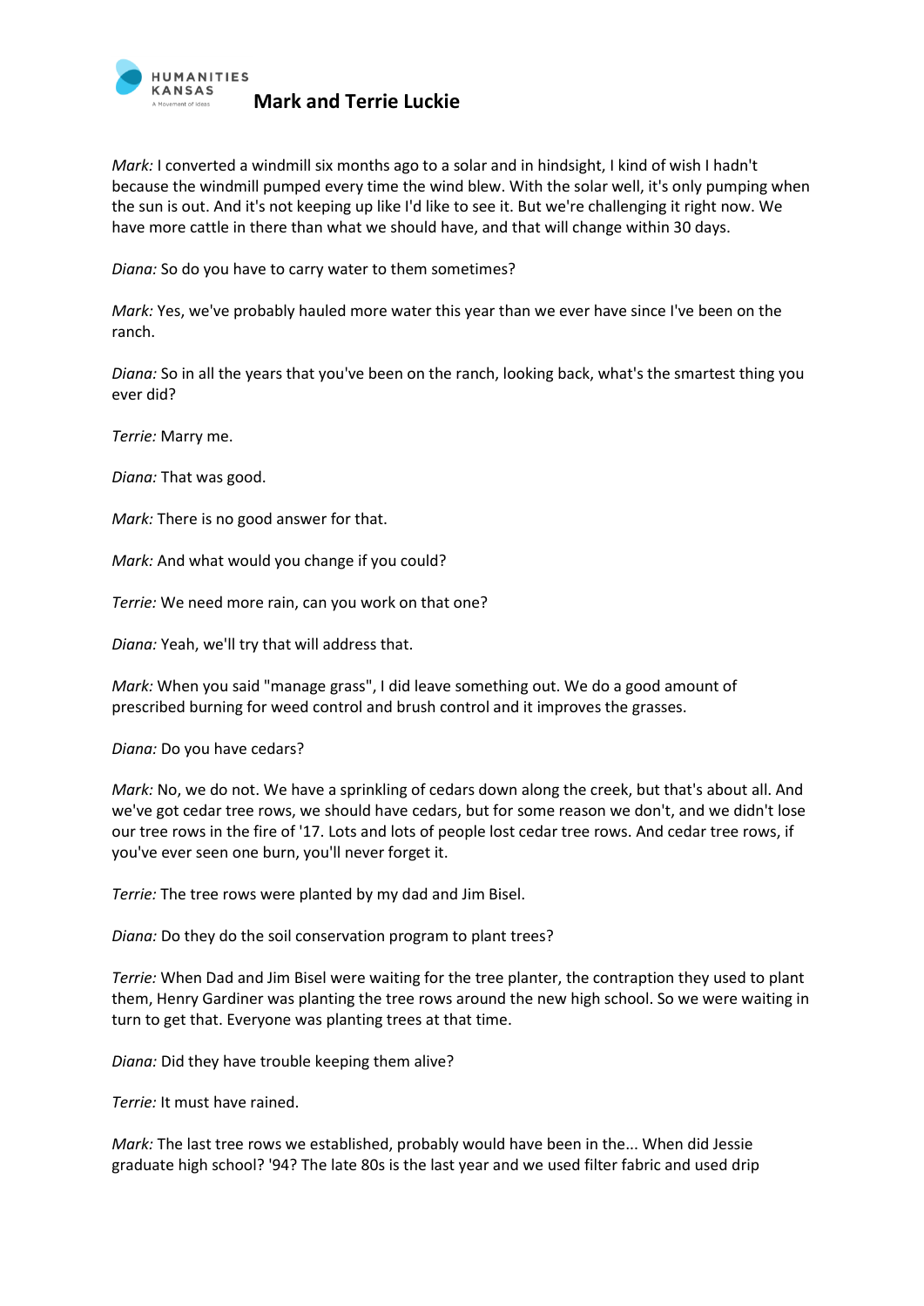*Mark:* I converted a windmill six months ago to a solar and in hindsight, I kind of wish I hadn't because the windmill pumped every time the wind blew. With the solar well, it's only pumping when the sun is out. And it's not keeping up like I'd like to see it. But we're challenging it right now. We have more cattle in there than what we should have, and that will change within 30 days.

*Diana:* So do you have to carry water to them sometimes?

*Mark:* Yes, we've probably hauled more water this year than we ever have since I've been on the ranch.

*Diana:* So in all the years that you've been on the ranch, looking back, what's the smartest thing you ever did?

*Terrie:* Marry me.

*Diana:* That was good.

*Mark:* There is no good answer for that.

*Mark:* And what would you change if you could?

*Terrie:* We need more rain, can you work on that one?

*Diana:* Yeah, we'll try that will address that.

*Mark:* When you said "manage grass", I did leave something out. We do a good amount of prescribed burning for weed control and brush control and it improves the grasses.

*Diana:* Do you have cedars?

*Mark:* No, we do not. We have a sprinkling of cedars down along the creek, but that's about all. And we've got cedar tree rows, we should have cedars, but for some reason we don't, and we didn't lose our tree rows in the fire of '17. Lots and lots of people lost cedar tree rows. And cedar tree rows, if you've ever seen one burn, you'll never forget it.

*Terrie:* The tree rows were planted by my dad and Jim Bisel.

*Diana:* Do they do the soil conservation program to plant trees?

*Terrie:* When Dad and Jim Bisel were waiting for the tree planter, the contraption they used to plant them, Henry Gardiner was planting the tree rows around the new high school. So we were waiting in turn to get that. Everyone was planting trees at that time.

*Diana:* Did they have trouble keeping them alive?

*Terrie:* It must have rained.

*Mark:* The last tree rows we established, probably would have been in the... When did Jessie graduate high school? '94? The late 80s is the last year and we used filter fabric and used drip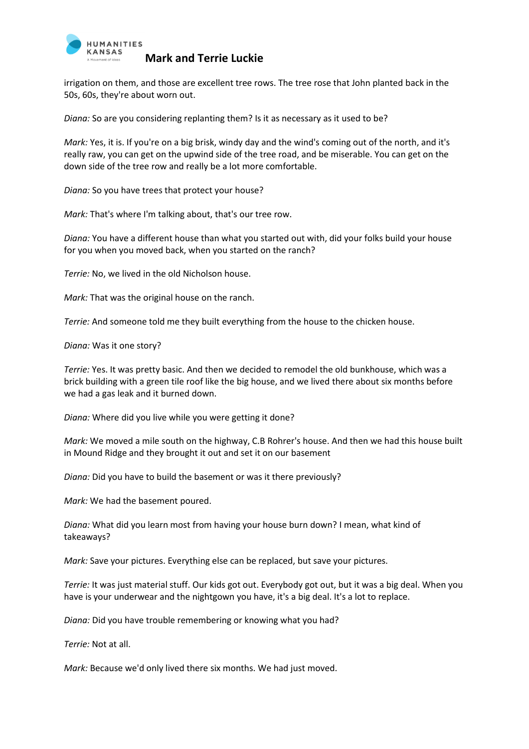irrigation on them, and those are excellent tree rows. The tree rose that John planted back in the 50s, 60s, they're about worn out.

*Diana:* So are you considering replanting them? Is it as necessary as it used to be?

*Mark:* Yes, it is. If you're on a big brisk, windy day and the wind's coming out of the north, and it's really raw, you can get on the upwind side of the tree road, and be miserable. You can get on the down side of the tree row and really be a lot more comfortable.

*Diana:* So you have trees that protect your house?

*Mark:* That's where I'm talking about, that's our tree row.

*Diana:* You have a different house than what you started out with, did your folks build your house for you when you moved back, when you started on the ranch?

*Terrie:* No, we lived in the old Nicholson house.

*Mark:* That was the original house on the ranch.

*Terrie:* And someone told me they built everything from the house to the chicken house.

*Diana:* Was it one story?

*Terrie:* Yes. It was pretty basic. And then we decided to remodel the old bunkhouse, which was a brick building with a green tile roof like the big house, and we lived there about six months before we had a gas leak and it burned down.

*Diana:* Where did you live while you were getting it done?

*Mark:* We moved a mile south on the highway, C.B Rohrer's house. And then we had this house built in Mound Ridge and they brought it out and set it on our basement

*Diana:* Did you have to build the basement or was it there previously?

*Mark:* We had the basement poured.

*Diana:* What did you learn most from having your house burn down? I mean, what kind of takeaways?

*Mark:* Save your pictures. Everything else can be replaced, but save your pictures.

*Terrie:* It was just material stuff. Our kids got out. Everybody got out, but it was a big deal. When you have is your underwear and the nightgown you have, it's a big deal. It's a lot to replace.

*Diana:* Did you have trouble remembering or knowing what you had?

*Terrie:* Not at all.

*Mark:* Because we'd only lived there six months. We had just moved.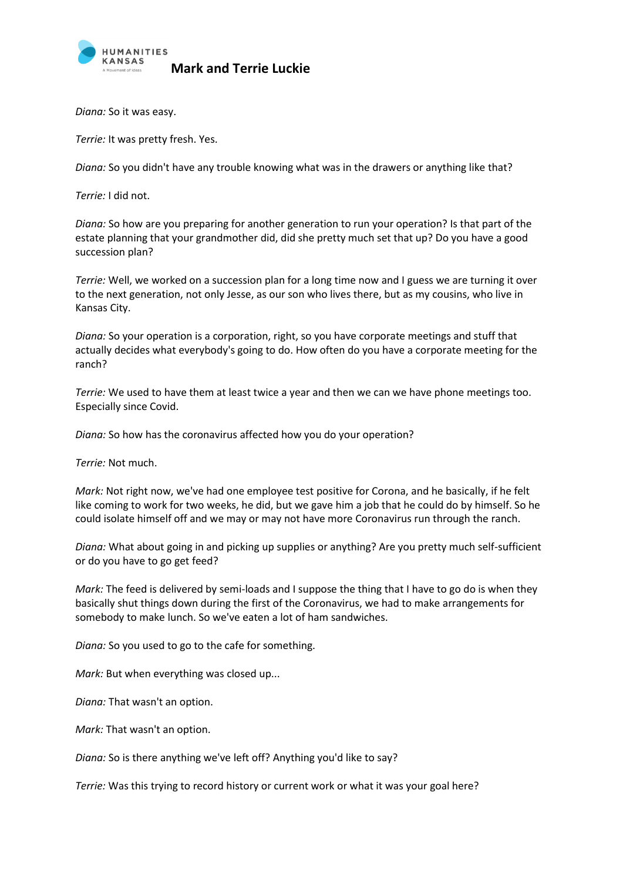*Diana:* So it was easy.

*Terrie:* It was pretty fresh. Yes.

*Diana:* So you didn't have any trouble knowing what was in the drawers or anything like that?

*Terrie:* I did not.

*Diana:* So how are you preparing for another generation to run your operation? Is that part of the estate planning that your grandmother did, did she pretty much set that up? Do you have a good succession plan?

*Terrie:* Well, we worked on a succession plan for a long time now and I guess we are turning it over to the next generation, not only Jesse, as our son who lives there, but as my cousins, who live in Kansas City.

*Diana:* So your operation is a corporation, right, so you have corporate meetings and stuff that actually decides what everybody's going to do. How often do you have a corporate meeting for the ranch?

*Terrie:* We used to have them at least twice a year and then we can we have phone meetings too. Especially since Covid.

*Diana:* So how has the coronavirus affected how you do your operation?

*Terrie:* Not much.

*Mark:* Not right now, we've had one employee test positive for Corona, and he basically, if he felt like coming to work for two weeks, he did, but we gave him a job that he could do by himself. So he could isolate himself off and we may or may not have more Coronavirus run through the ranch.

*Diana:* What about going in and picking up supplies or anything? Are you pretty much self-sufficient or do you have to go get feed?

*Mark:* The feed is delivered by semi-loads and I suppose the thing that I have to go do is when they basically shut things down during the first of the Coronavirus, we had to make arrangements for somebody to make lunch. So we've eaten a lot of ham sandwiches.

*Diana:* So you used to go to the cafe for something.

*Mark:* But when everything was closed up...

*Diana:* That wasn't an option.

*Mark:* That wasn't an option.

*Diana:* So is there anything we've left off? Anything you'd like to say?

*Terrie:* Was this trying to record history or current work or what it was your goal here?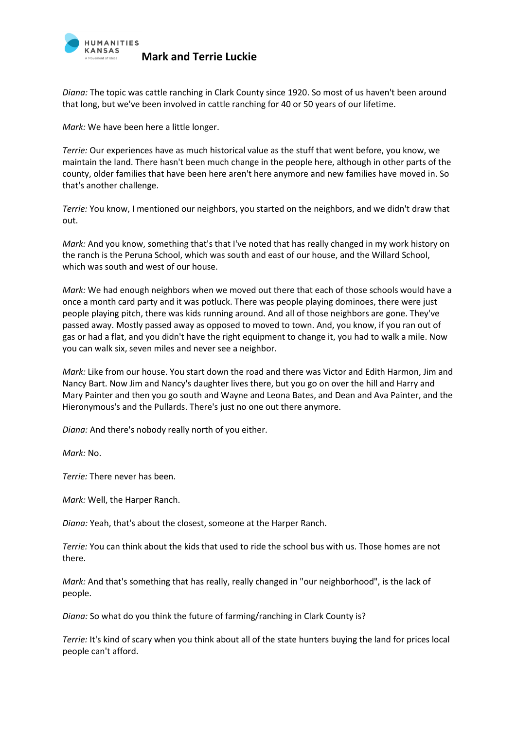*Diana:* The topic was cattle ranching in Clark County since 1920. So most of us haven't been around that long, but we've been involved in cattle ranching for 40 or 50 years of our lifetime.

*Mark:* We have been here a little longer.

*Terrie:* Our experiences have as much historical value as the stuff that went before, you know, we maintain the land. There hasn't been much change in the people here, although in other parts of the county, older families that have been here aren't here anymore and new families have moved in. So that's another challenge.

*Terrie:* You know, I mentioned our neighbors, you started on the neighbors, and we didn't draw that out.

*Mark:* And you know, something that's that I've noted that has really changed in my work history on the ranch is the Peruna School, which was south and east of our house, and the Willard School, which was south and west of our house.

*Mark:* We had enough neighbors when we moved out there that each of those schools would have a once a month card party and it was potluck. There was people playing dominoes, there were just people playing pitch, there was kids running around. And all of those neighbors are gone. They've passed away. Mostly passed away as opposed to moved to town. And, you know, if you ran out of gas or had a flat, and you didn't have the right equipment to change it, you had to walk a mile. Now you can walk six, seven miles and never see a neighbor.

*Mark:* Like from our house. You start down the road and there was Victor and Edith Harmon, Jim and Nancy Bart. Now Jim and Nancy's daughter lives there, but you go on over the hill and Harry and Mary Painter and then you go south and Wayne and Leona Bates, and Dean and Ava Painter, and the Hieronymous's and the Pullards. There's just no one out there anymore.

*Diana:* And there's nobody really north of you either.

*Mark:* No.

*Terrie:* There never has been.

*Mark:* Well, the Harper Ranch.

*Diana:* Yeah, that's about the closest, someone at the Harper Ranch.

*Terrie:* You can think about the kids that used to ride the school bus with us. Those homes are not there.

*Mark:* And that's something that has really, really changed in "our neighborhood", is the lack of people.

*Diana:* So what do you think the future of farming/ranching in Clark County is?

*Terrie:* It's kind of scary when you think about all of the state hunters buying the land for prices local people can't afford.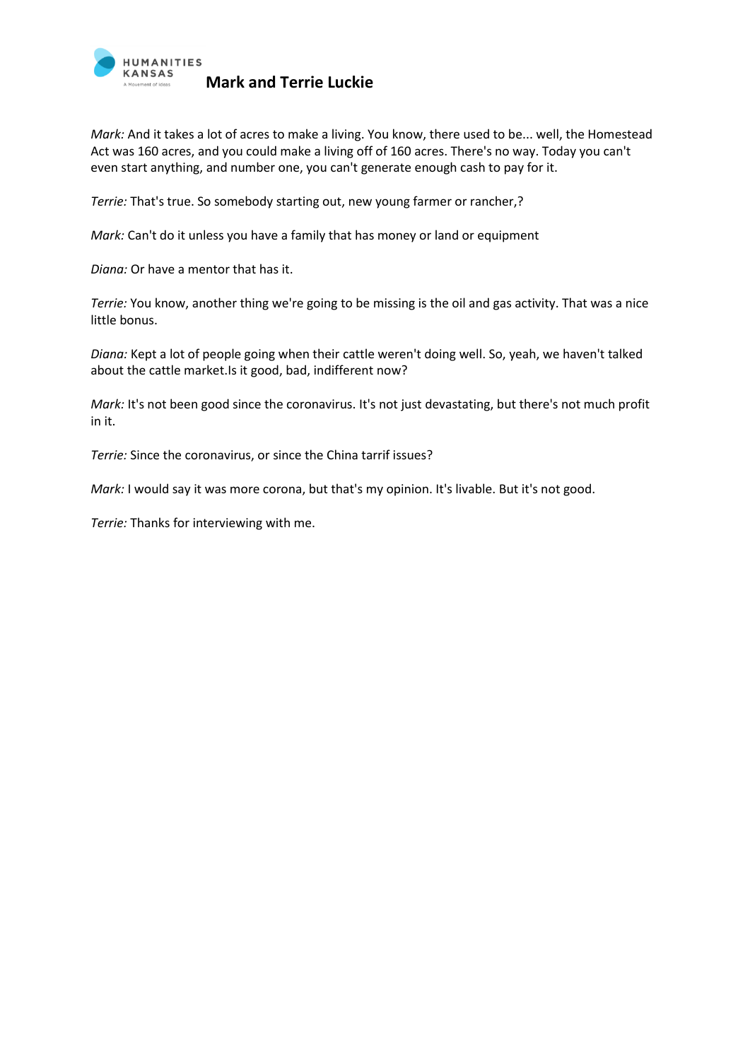*Mark:* And it takes a lot of acres to make a living. You know, there used to be... well, the Homestead Act was 160 acres, and you could make a living off of 160 acres. There's no way. Today you can't even start anything, and number one, you can't generate enough cash to pay for it.

*Terrie:* That's true. So somebody starting out, new young farmer or rancher,?

*Mark:* Can't do it unless you have a family that has money or land or equipment

*Diana:* Or have a mentor that has it.

*Terrie:* You know, another thing we're going to be missing is the oil and gas activity. That was a nice little bonus.

*Diana:* Kept a lot of people going when their cattle weren't doing well. So, yeah, we haven't talked about the cattle market.Is it good, bad, indifferent now?

*Mark:* It's not been good since the coronavirus. It's not just devastating, but there's not much profit in it.

*Terrie:* Since the coronavirus, or since the China tarrif issues?

*Mark:* I would say it was more corona, but that's my opinion. It's livable. But it's not good.

*Terrie:* Thanks for interviewing with me.